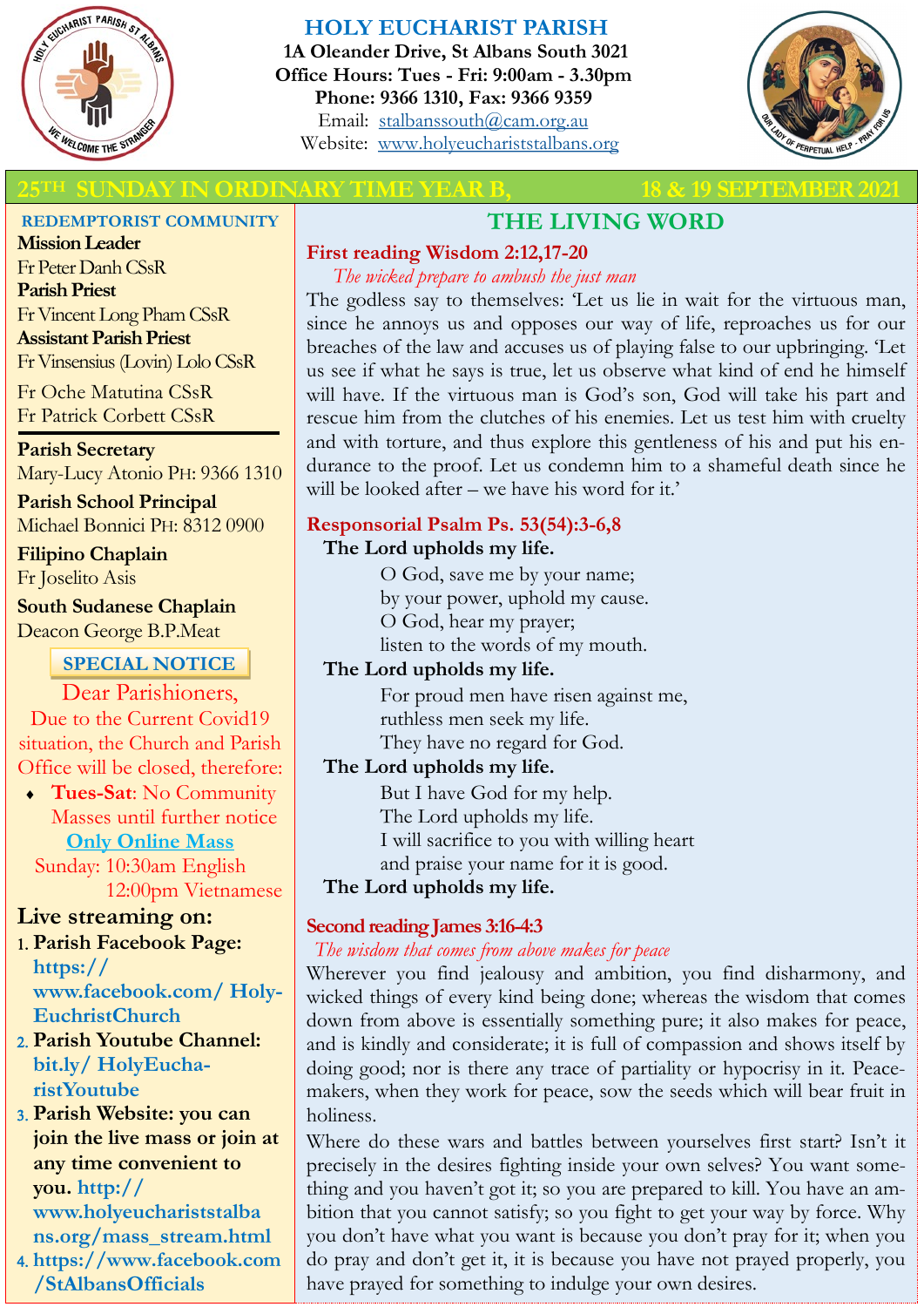# HOLY EUCHARIST PARISH

**1A Oleander Drive, St Albans South 3021**
**Office Hours: Tues - Fri: 9:00am - 3.30pm**
**Phone: 9366 1310, Fax: 9366 9359**
Email: stalbanssouth@cam.org.au
Website: www.holyeuchariststalbans.org

## 25TH SUNDAY IN ORDINARY TIME YEAR B, 18 & 19 SEPTEMBER 2021

**REDEMPTORIST COMMUNITY**

**Mission Leader**
Fr Peter Danh CSsR
**Parish Priest**
Fr Vincent Long Pham CSsR
**Assistant Parish Priest**
Fr Vinsensius (Lovin) Lolo CSsR
Fr Oche Matutina CSsR
Fr Patrick Corbett CSsR

**Parish Secretary**
Mary-Lucy Atonio PH: 9366 1310

**Parish School Principal**
Michael Bonnici PH: 8312 0900

**Filipino Chaplain**
Fr Joselito Asis

**South Sudanese Chaplain**
Deacon George B.P.Meat

**SPECIAL NOTICE**

Dear Parishioners,
Due to the Current Covid19 situation, the Church and Parish Office will be closed, therefore:

- **Tues-Sat**: No Community Masses until further notice

**Only Online Mass**
Sunday: 10:30am English
12:00pm Vietnamese

**Live streaming on:**

1. **Parish Facebook Page: https://www.facebook.com/ HolyEuchristChurch**
2. **Parish Youtube Channel: bit.ly/ HolyEucharistYoutube**
3. **Parish Website: you can join the live mass or join at any time convenient to you. http://www.holyeucharriststalbans.org/mass_stream.html**
4. **https://www.facebook.com/StAlbansOfficials**

## THE LIVING WORD

### First reading Wisdom 2:12,17-20

*The wicked prepare to ambush the just man*

The godless say to themselves: 'Let us lie in wait for the virtuous man, since he annoys us and opposes our way of life, reproaches us for our breaches of the law and accuses us of playing false to our upbringing. 'Let us see if what he says is true, let us observe what kind of end he himself will have. If the virtuous man is God's son, God will take his part and rescue him from the clutches of his enemies. Let us test him with cruelty and with torture, and thus explore this gentleness of his and put his endurance to the proof. Let us condemn him to a shameful death since he will be looked after – we have his word for it.'

### Responsorial Psalm Ps. 53(54):3-6,8

**The Lord upholds my life.**

O God, save me by your name;
by your power, uphold my cause.
O God, hear my prayer;
listen to the words of my mouth.

**The Lord upholds my life.**

For proud men have risen against me,
ruthless men seek my life.
They have no regard for God.

**The Lord upholds my life.**

But I have God for my help.
The Lord upholds my life.
I will sacrifice to you with willing heart
and praise your name for it is good.

**The Lord upholds my life.**

### Second reading James 3:16-4:3

*The wisdom that comes from above makes for peace*

Wherever you find jealousy and ambition, you find disharmony, and wicked things of every kind being done; whereas the wisdom that comes down from above is essentially something pure; it also makes for peace, and is kindly and considerate; it is full of compassion and shows itself by doing good; nor is there any trace of partiality or hypocrisy in it. Peacemakers, when they work for peace, sow the seeds which will bear fruit in holiness.

Where do these wars and battles between yourselves first start? Isn't it precisely in the desires fighting inside your own selves? You want something and you haven't got it; so you are prepared to kill. You have an ambition that you cannot satisfy; so you fight to get your way by force. Why you don't have what you want is because you don't pray for it; when you do pray and don't get it, it is because you have not prayed properly, you have prayed for something to indulge your own desires.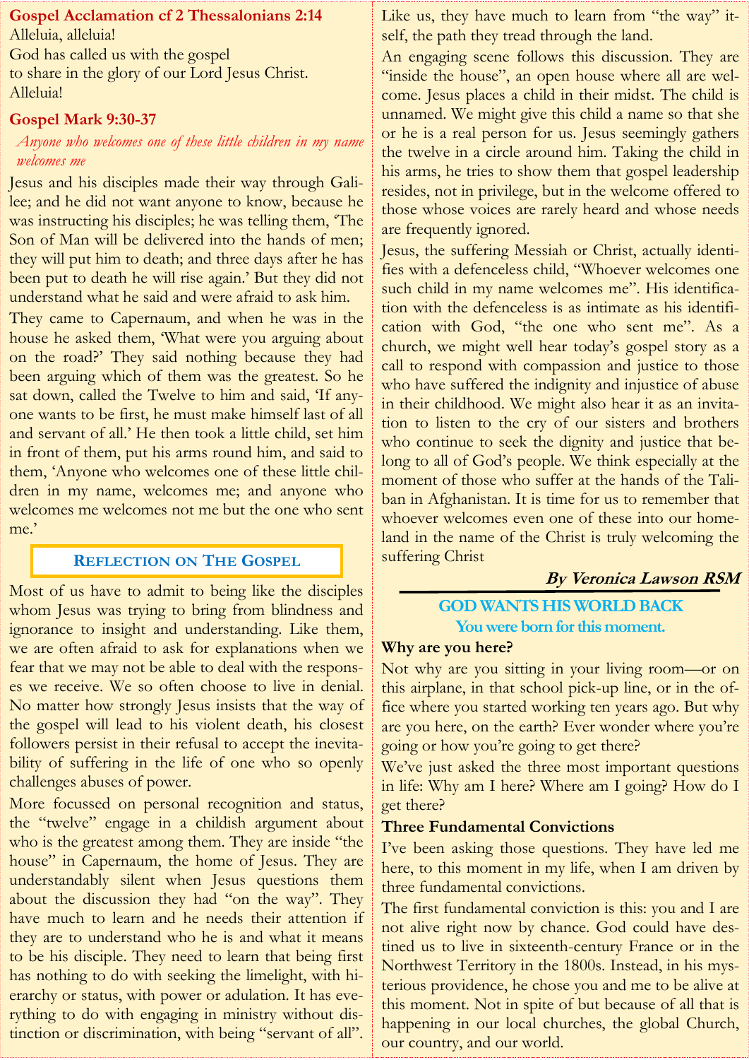## Gospel Acclamation cf 2 Thessalonians 2:14

Alleluia, alleluia!
God has called us with the gospel
to share in the glory of our Lord Jesus Christ.
Alleluia!

## Gospel Mark 9:30-37

*Anyone who welcomes one of these little children in my name welcomes me*

Jesus and his disciples made their way through Galilee; and he did not want anyone to know, because he was instructing his disciples; he was telling them, 'The Son of Man will be delivered into the hands of men; they will put him to death; and three days after he has been put to death he will rise again.' But they did not understand what he said and were afraid to ask him.

They came to Capernaum, and when he was in the house he asked them, 'What were you arguing about on the road?' They said nothing because they had been arguing which of them was the greatest. So he sat down, called the Twelve to him and said, 'If anyone wants to be first, he must make himself last of all and servant of all.' He then took a little child, set him in front of them, put his arms round him, and said to them, 'Anyone who welcomes one of these little children in my name, welcomes me; and anyone who welcomes me welcomes not me but the one who sent me.'

## Reflection on The Gospel

Most of us have to admit to being like the disciples whom Jesus was trying to bring from blindness and ignorance to insight and understanding. Like them, we are often afraid to ask for explanations when we fear that we may not be able to deal with the responses we receive. We so often choose to live in denial. No matter how strongly Jesus insists that the way of the gospel will lead to his violent death, his closest followers persist in their refusal to accept the inevitability of suffering in the life of one who so openly challenges abuses of power.

More focussed on personal recognition and status, the "twelve" engage in a childish argument about who is the greatest among them. They are inside "the house" in Capernaum, the home of Jesus. They are understandably silent when Jesus questions them about the discussion they had "on the way". They have much to learn and he needs their attention if they are to understand who he is and what it means to be his disciple. They need to learn that being first has nothing to do with seeking the limelight, with hierarchy or status, with power or adulation. It has everything to do with engaging in ministry without distinction or discrimination, with being "servant of all". Like us, they have much to learn from "the way" itself, the path they tread through the land.

An engaging scene follows this discussion. They are "inside the house", an open house where all are welcome. Jesus places a child in their midst. The child is unnamed. We might give this child a name so that she or he is a real person for us. Jesus seemingly gathers the twelve in a circle around him. Taking the child in his arms, he tries to show them that gospel leadership resides, not in privilege, but in the welcome offered to those whose voices are rarely heard and whose needs are frequently ignored.

Jesus, the suffering Messiah or Christ, actually identifies with a defenceless child, "Whoever welcomes one such child in my name welcomes me". His identification with the defenceless is as intimate as his identification with God, "the one who sent me". As a church, we might well hear today's gospel story as a call to respond with compassion and justice to those who have suffered the indignity and injustice of abuse in their childhood. We might also hear it as an invitation to listen to the cry of our sisters and brothers who continue to seek the dignity and justice that belong to all of God's people. We think especially at the moment of those who suffer at the hands of the Taliban in Afghanistan. It is time for us to remember that whoever welcomes even one of these into our homeland in the name of the Christ is truly welcoming the suffering Christ

***By Veronica Lawson RSM***

---

## GOD WANTS HIS WORLD BACK

### You were born for this moment.

**Why are you here?**

Not why are you sitting in your living room—or on this airplane, in that school pick-up line, or in the office where you started working ten years ago. But why are you here, on the earth? Ever wonder where you're going or how you're going to get there?

We've just asked the three most important questions in life: Why am I here? Where am I going? How do I get there?

**Three Fundamental Convictions**

I've been asking those questions. They have led me here, to this moment in my life, when I am driven by three fundamental convictions.

The first fundamental conviction is this: you and I are not alive right now by chance. God could have destined us to live in sixteenth-century France or in the Northwest Territory in the 1800s. Instead, in his mysterious providence, he chose you and me to be alive at this moment. Not in spite of but because of all that is happening in our local churches, the global Church, our country, and our world.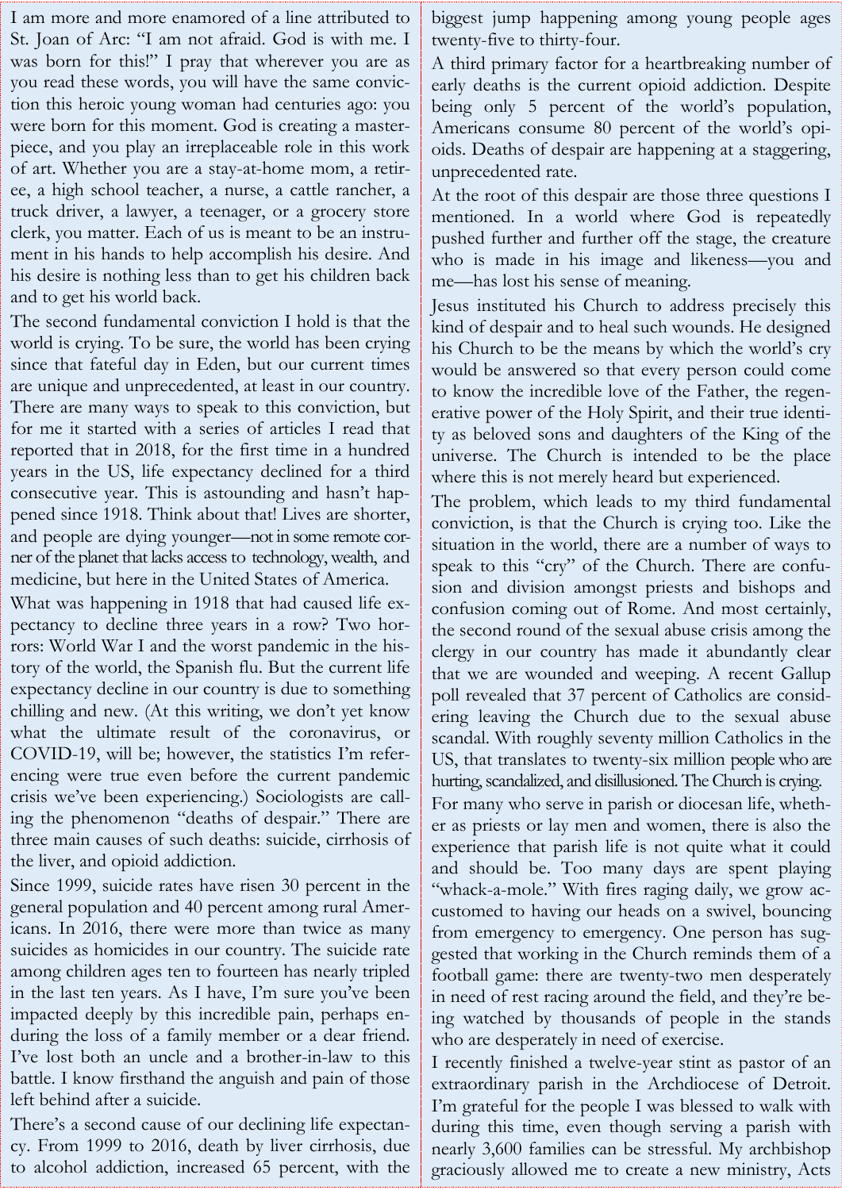I am more and more enamored of a line attributed to St. Joan of Arc: "I am not afraid. God is with me. I was born for this!" I pray that wherever you are as you read these words, you will have the same conviction this heroic young woman had centuries ago: you were born for this moment. God is creating a masterpiece, and you play an irreplaceable role in this work of art. Whether you are a stay-at-home mom, a retiree, a high school teacher, a nurse, a cattle rancher, a truck driver, a lawyer, a teenager, or a grocery store clerk, you matter. Each of us is meant to be an instrument in his hands to help accomplish his desire. And his desire is nothing less than to get his children back and to get his world back.

The second fundamental conviction I hold is that the world is crying. To be sure, the world has been crying since that fateful day in Eden, but our current times are unique and unprecedented, at least in our country. There are many ways to speak to this conviction, but for me it started with a series of articles I read that reported that in 2018, for the first time in a hundred years in the US, life expectancy declined for a third consecutive year. This is astounding and hasn't happened since 1918. Think about that! Lives are shorter, and people are dying younger—not in some remote corner of the planet that lacks access to technology, wealth, and medicine, but here in the United States of America.

What was happening in 1918 that had caused life expectancy to decline three years in a row? Two horrors: World War I and the worst pandemic in the history of the world, the Spanish flu. But the current life expectancy decline in our country is due to something chilling and new. (At this writing, we don't yet know what the ultimate result of the coronavirus, or COVID-19, will be; however, the statistics I'm referencing were true even before the current pandemic crisis we've been experiencing.) Sociologists are calling the phenomenon "deaths of despair." There are three main causes of such deaths: suicide, cirrhosis of the liver, and opioid addiction.

Since 1999, suicide rates have risen 30 percent in the general population and 40 percent among rural Americans. In 2016, there were more than twice as many suicides as homicides in our country. The suicide rate among children ages ten to fourteen has nearly tripled in the last ten years. As I have, I'm sure you've been impacted deeply by this incredible pain, perhaps enduring the loss of a family member or a dear friend. I've lost both an uncle and a brother-in-law to this battle. I know firsthand the anguish and pain of those left behind after a suicide.

There's a second cause of our declining life expectancy. From 1999 to 2016, death by liver cirrhosis, due to alcohol addiction, increased 65 percent, with the biggest jump happening among young people ages twenty-five to thirty-four.

A third primary factor for a heartbreaking number of early deaths is the current opioid addiction. Despite being only 5 percent of the world's population, Americans consume 80 percent of the world's opioids. Deaths of despair are happening at a staggering, unprecedented rate.

At the root of this despair are those three questions I mentioned. In a world where God is repeatedly pushed further and further off the stage, the creature who is made in his image and likeness—you and me—has lost his sense of meaning.

Jesus instituted his Church to address precisely this kind of despair and to heal such wounds. He designed his Church to be the means by which the world's cry would be answered so that every person could come to know the incredible love of the Father, the regenerative power of the Holy Spirit, and their true identity as beloved sons and daughters of the King of the universe. The Church is intended to be the place where this is not merely heard but experienced.

The problem, which leads to my third fundamental conviction, is that the Church is crying too. Like the situation in the world, there are a number of ways to speak to this "cry" of the Church. There are confusion and division amongst priests and bishops and confusion coming out of Rome. And most certainly, the second round of the sexual abuse crisis among the clergy in our country has made it abundantly clear that we are wounded and weeping. A recent Gallup poll revealed that 37 percent of Catholics are considering leaving the Church due to the sexual abuse scandal. With roughly seventy million Catholics in the US, that translates to twenty-six million people who are hurting, scandalized, and disillusioned. The Church is crying.

For many who serve in parish or diocesan life, whether as priests or lay men and women, there is also the experience that parish life is not quite what it could and should be. Too many days are spent playing "whack-a-mole." With fires raging daily, we grow accustomed to having our heads on a swivel, bouncing from emergency to emergency. One person has suggested that working in the Church reminds them of a football game: there are twenty-two men desperately in need of rest racing around the field, and they're being watched by thousands of people in the stands who are desperately in need of exercise.

I recently finished a twelve-year stint as pastor of an extraordinary parish in the Archdiocese of Detroit. I'm grateful for the people I was blessed to walk with during this time, even though serving a parish with nearly 3,600 families can be stressful. My archbishop graciously allowed me to create a new ministry, Acts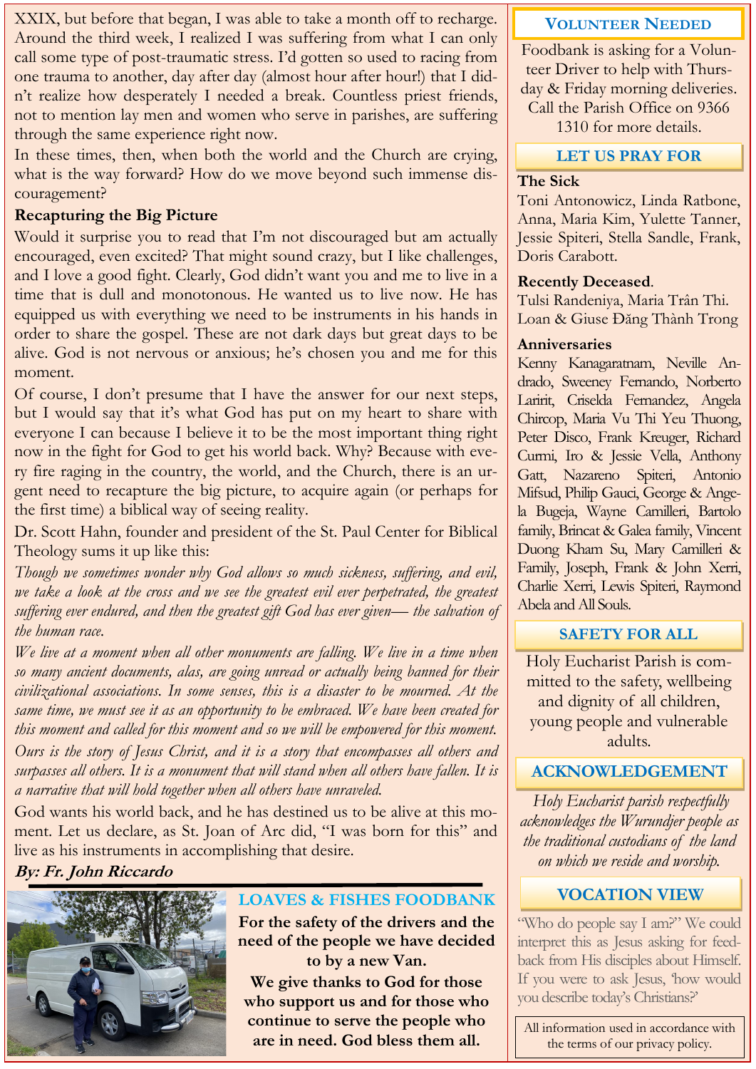XXIX, but before that began, I was able to take a month off to recharge. Around the third week, I realized I was suffering from what I can only call some type of post-traumatic stress. I'd gotten so used to racing from one trauma to another, day after day (almost hour after hour!) that I didn't realize how desperately I needed a break. Countless priest friends, not to mention lay men and women who serve in parishes, are suffering through the same experience right now.

In these times, then, when both the world and the Church are crying, what is the way forward? How do we move beyond such immense discouragement?

**Recapturing the Big Picture**

Would it surprise you to read that I'm not discouraged but am actually encouraged, even excited? That might sound crazy, but I like challenges, and I love a good fight. Clearly, God didn't want you and me to live in a time that is dull and monotonous. He wanted us to live now. He has equipped us with everything we need to be instruments in his hands in order to share the gospel. These are not dark days but great days to be alive. God is not nervous or anxious; he's chosen you and me for this moment.

Of course, I don't presume that I have the answer for our next steps, but I would say that it's what God has put on my heart to share with everyone I can because I believe it to be the most important thing right now in the fight for God to get his world back. Why? Because with every fire raging in the country, the world, and the Church, there is an urgent need to recapture the big picture, to acquire again (or perhaps for the first time) a biblical way of seeing reality.

Dr. Scott Hahn, founder and president of the St. Paul Center for Biblical Theology sums it up like this:

*Though we sometimes wonder why God allows so much sickness, suffering, and evil, we take a look at the cross and we see the greatest evil ever perpetrated, the greatest suffering ever endured, and then the greatest gift God has ever given— the salvation of the human race.*

*We live at a moment when all other monuments are falling. We live in a time when so many ancient documents, alas, are going unread or actually being banned for their civilizational associations. In some senses, this is a disaster to be mourned. At the same time, we must see it as an opportunity to be embraced. We have been created for this moment and called for this moment and so we will be empowered for this moment.*

*Ours is the story of Jesus Christ, and it is a story that encompasses all others and surpasses all others. It is a monument that will stand when all others have fallen. It is a narrative that will hold together when all others have unraveled.*

God wants his world back, and he has destined us to be alive at this moment. Let us declare, as St. Joan of Arc did, "I was born for this" and live as his instruments in accomplishing that desire.

***By: Fr. John Riccardo***

## LOAVES & FISHES FOODBANK

**For the safety of the drivers and the need of the people we have decided to by a new Van.**

**We give thanks to God for those who support us and for those who continue to serve the people who are in need. God bless them all.**

## VOLUNTEER NEEDED

Foodbank is asking for a Volunteer Driver to help with Thursday & Friday morning deliveries. Call the Parish Office on 9366 1310 for more details.

## LET US PRAY FOR

**The Sick**

Toni Antonowicz, Linda Ratbone, Anna, Maria Kim, Yulette Tanner, Jessie Spiteri, Stella Sandle, Frank, Doris Carabott.

**Recently Deceased.**

Tulsi Randeniya, Maria Trân Thi. Loan & Giuse Đăng Thành Trong

**Anniversaries**

Kenny Kanagaratnam, Neville Andrado, Sweeney Fernando, Norberto Laririt, Criselda Fernandez, Angela Chircop, Maria Vu Thi Yeu Thuong, Peter Disco, Frank Kreuger, Richard Curmi, Iro & Jessie Vella, Anthony Gatt, Nazareno Spiteri, Antonio Mifsud, Philip Gauci, George & Angela Bugeja, Wayne Camilleri, Bartolo family, Brincat & Galea family, Vincent Duong Kham Su, Mary Camilleri & Family, Joseph, Frank & John Xerri, Charlie Xerri, Lewis Spiteri, Raymond Abela and All Souls.

## SAFETY FOR ALL

Holy Eucharist Parish is committed to the safety, wellbeing and dignity of all children, young people and vulnerable adults.

## ACKNOWLEDGEMENT

*Holy Eucharist parish respectfully acknowledges the Wurundjer people as the traditional custodians of the land on which we reside and worship.*

## VOCATION VIEW

"Who do people say I am?" We could interpret this as Jesus asking for feedback from His disciples about Himself. If you were to ask Jesus, 'how would you describe today's Christians?'

All information used in accordance with the terms of our privacy policy.